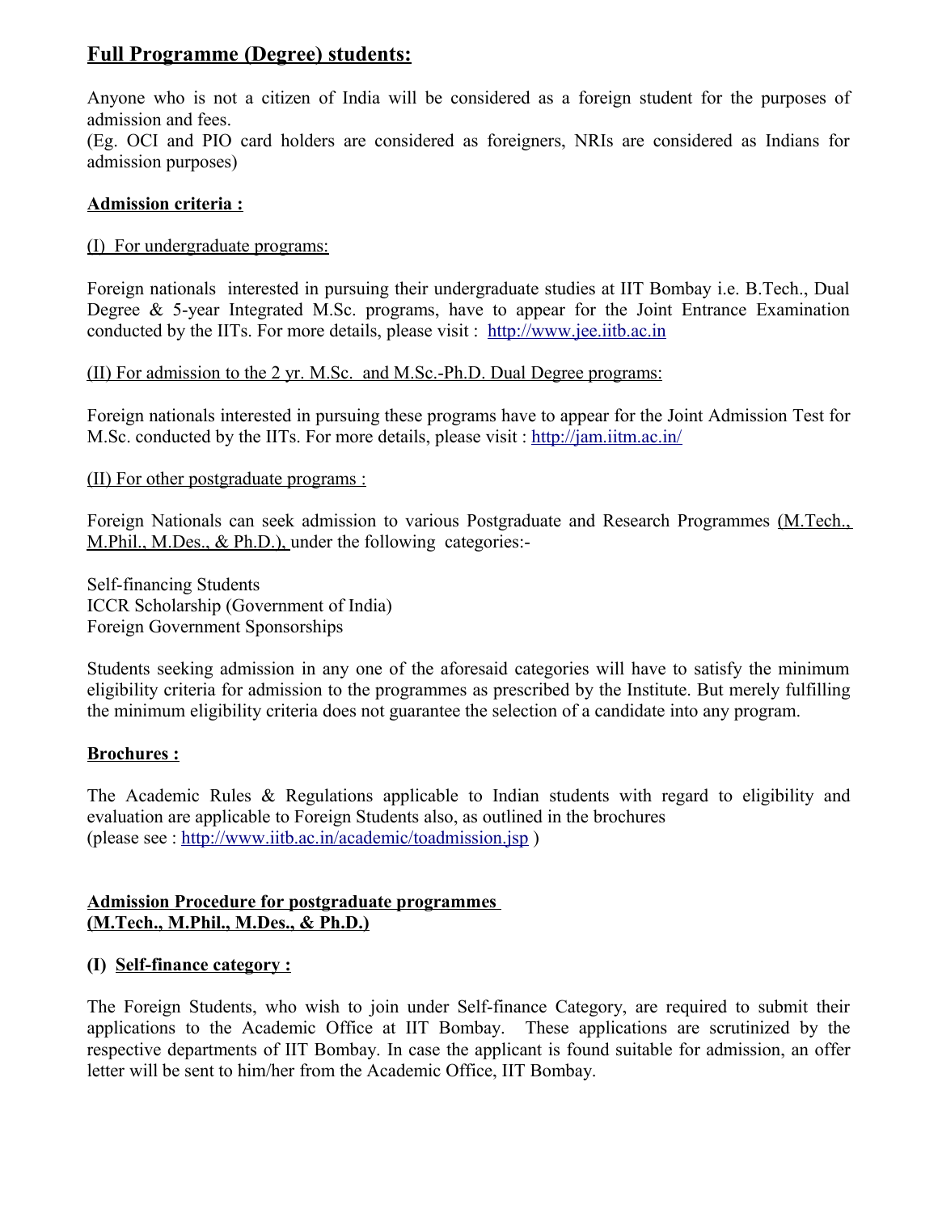## Full Programme (Degree) students:

Anyone who is not a citizen of India will be considered as a foreign student for the purposes of admission and fees.
(Eg. OCI and PIO card holders are considered as foreigners, NRIs are considered as Indians for admission purposes)

### Admission criteria :

(I) For undergraduate programs:

Foreign nationals interested in pursuing their undergraduate studies at IIT Bombay i.e. B.Tech., Dual Degree & 5-year Integrated M.Sc. programs, have to appear for the Joint Entrance Examination conducted by the IITs. For more details, please visit : http://www.jee.iitb.ac.in

(II) For admission to the 2 yr. M.Sc. and M.Sc.-Ph.D. Dual Degree programs:

Foreign nationals interested in pursuing these programs have to appear for the Joint Admission Test for M.Sc. conducted by the IITs. For more details, please visit : http://jam.iitm.ac.in/

(II) For other postgraduate programs :

Foreign Nationals can seek admission to various Postgraduate and Research Programmes (M.Tech., M.Phil., M.Des., & Ph.D.), under the following categories:-

Self-financing Students
ICCR Scholarship (Government of India)
Foreign Government Sponsorships

Students seeking admission in any one of the aforesaid categories will have to satisfy the minimum eligibility criteria for admission to the programmes as prescribed by the Institute. But merely fulfilling the minimum eligibility criteria does not guarantee the selection of a candidate into any program.

### Brochures :

The Academic Rules & Regulations applicable to Indian students with regard to eligibility and evaluation are applicable to Foreign Students also, as outlined in the brochures
(please see : http://www.iitb.ac.in/academic/toadmission.jsp )

### Admission Procedure for postgraduate programmes (M.Tech., M.Phil., M.Des., & Ph.D.)

**(I) Self-finance category :**

The Foreign Students, who wish to join under Self-finance Category, are required to submit their applications to the Academic Office at IIT Bombay. These applications are scrutinized by the respective departments of IIT Bombay. In case the applicant is found suitable for admission, an offer letter will be sent to him/her from the Academic Office, IIT Bombay.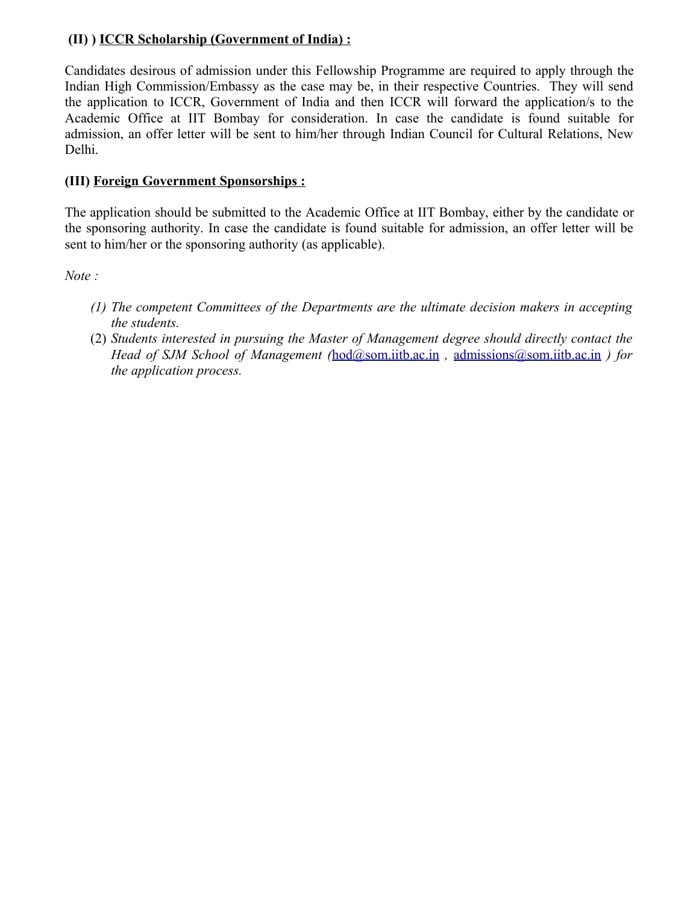**(II) ) <u>ICCR Scholarship (Government of India) :</u>**

Candidates desirous of admission under this Fellowship Programme are required to apply through the Indian High Commission/Embassy as the case may be, in their respective Countries. They will send the application to ICCR, Government of India and then ICCR will forward the application/s to the Academic Office at IIT Bombay for consideration. In case the candidate is found suitable for admission, an offer letter will be sent to him/her through Indian Council for Cultural Relations, New Delhi.

**(III) <u>Foreign Government Sponsorships :</u>**

The application should be submitted to the Academic Office at IIT Bombay, either by the candidate or the sponsoring authority. In case the candidate is found suitable for admission, an offer letter will be sent to him/her or the sponsoring authority (as applicable).

*Note :*

1. *The competent Committees of the Departments are the ultimate decision makers in accepting the students.*
2. *Students interested in pursuing the Master of Management degree should directly contact the Head of SJM School of Management (*hod@som.iitb.ac.in *,* admissions@som.iitb.ac.in *) for the application process.*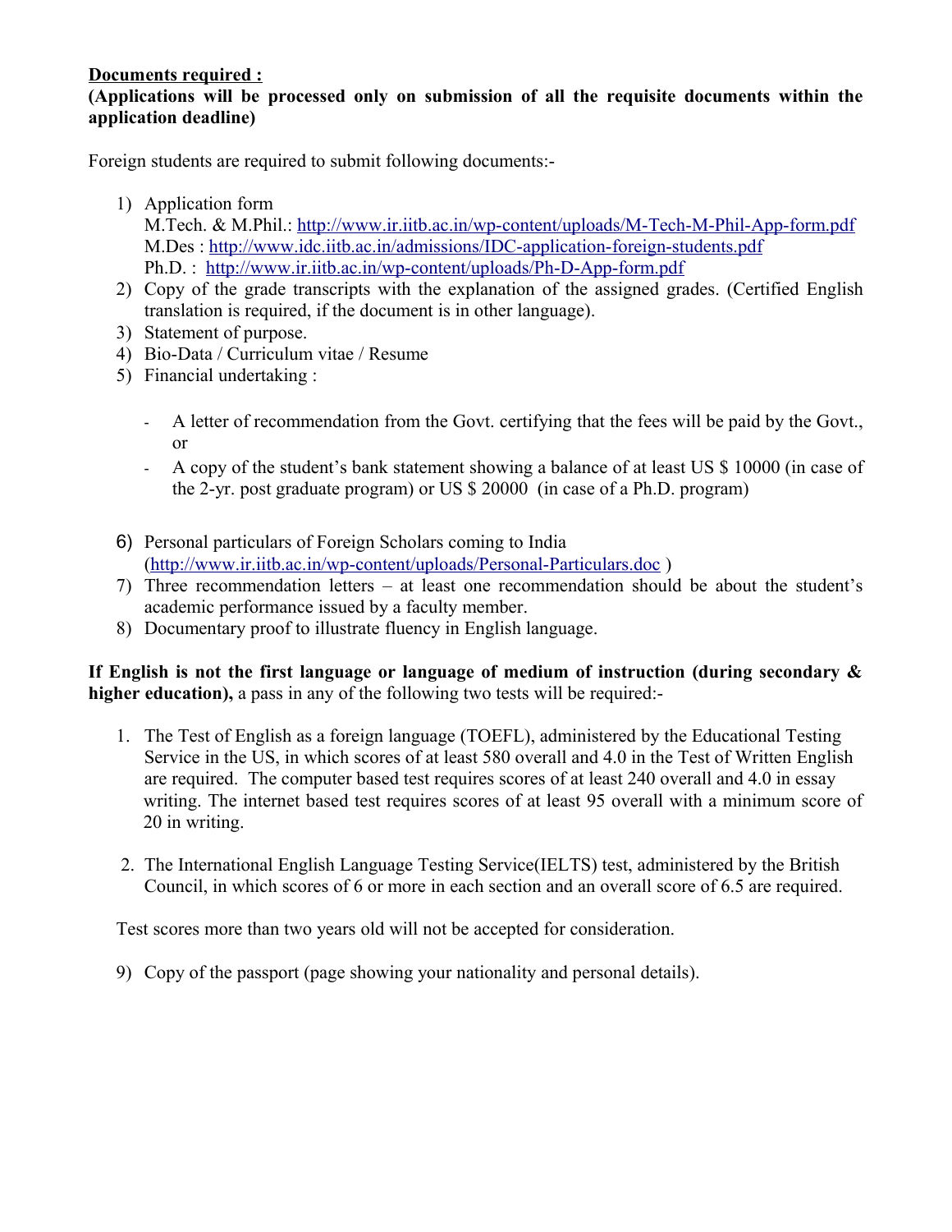**Documents required :**

**(Applications will be processed only on submission of all the requisite documents within the application deadline)**

Foreign students are required to submit following documents:-

1) Application form
   M.Tech. & M.Phil.: http://www.ir.iitb.ac.in/wp-content/uploads/M-Tech-M-Phil-App-form.pdf
   M.Des : http://www.idc.iitb.ac.in/admissions/IDC-application-foreign-students.pdf
   Ph.D. : http://www.ir.iitb.ac.in/wp-content/uploads/Ph-D-App-form.pdf
2) Copy of the grade transcripts with the explanation of the assigned grades. (Certified English translation is required, if the document is in other language).
3) Statement of purpose.
4) Bio-Data / Curriculum vitae / Resume
5) Financial undertaking :
   - A letter of recommendation from the Govt. certifying that the fees will be paid by the Govt., or
   - A copy of the student's bank statement showing a balance of at least US $ 10000 (in case of the 2-yr. post graduate program) or US $ 20000 (in case of a Ph.D. program)
6) Personal particulars of Foreign Scholars coming to India (http://www.ir.iitb.ac.in/wp-content/uploads/Personal-Particulars.doc )
7) Three recommendation letters – at least one recommendation should be about the student's academic performance issued by a faculty member.
8) Documentary proof to illustrate fluency in English language.

**If English is not the first language or language of medium of instruction (during secondary & higher education),** a pass in any of the following two tests will be required:-

1. The Test of English as a foreign language (TOEFL), administered by the Educational Testing Service in the US, in which scores of at least 580 overall and 4.0 in the Test of Written English are required. The computer based test requires scores of at least 240 overall and 4.0 in essay writing. The internet based test requires scores of at least 95 overall with a minimum score of 20 in writing.
2. The International English Language Testing Service(IELTS) test, administered by the British Council, in which scores of 6 or more in each section and an overall score of 6.5 are required.

Test scores more than two years old will not be accepted for consideration.

9) Copy of the passport (page showing your nationality and personal details).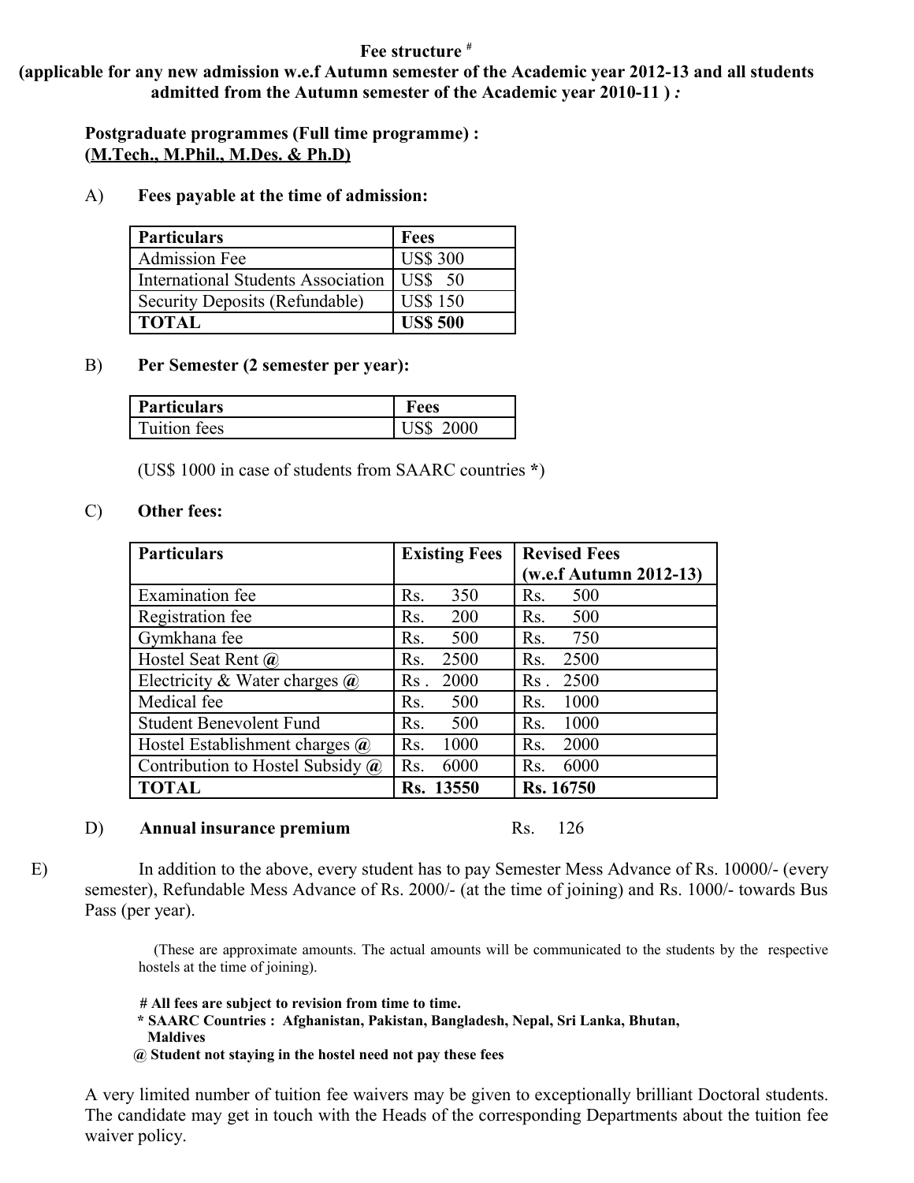**Fee structure #**

**(applicable for any new admission w.e.f Autumn semester of the Academic year 2012-13 and all students admitted from the Autumn semester of the Academic year 2010-11 ) :**

**Postgraduate programmes (Full time programme) :**
**(M.Tech., M.Phil., M.Des. & Ph.D)**

A) **Fees payable at the time of admission:**

| Particulars | Fees |
|---|---|
| Admission Fee | US$ 300 |
| International Students Association | US$ 50 |
| Security Deposits (Refundable) | US$ 150 |
| **TOTAL** | **US$ 500** |

B) **Per Semester (2 semester per year):**

| Particulars | Fees |
|---|---|
| Tuition fees | US$ 2000 |

(US$ 1000 in case of students from SAARC countries *)

C) **Other fees:**

| Particulars | Existing Fees | Revised Fees (w.e.f Autumn 2012-13) |
|---|---|---|
| Examination fee | Rs. 350 | Rs. 500 |
| Registration fee | Rs. 200 | Rs. 500 |
| Gymkhana fee | Rs. 500 | Rs. 750 |
| Hostel Seat Rent @ | Rs. 2500 | Rs. 2500 |
| Electricity & Water charges @ | Rs . 2000 | Rs . 2500 |
| Medical fee | Rs. 500 | Rs. 1000 |
| Student Benevolent Fund | Rs. 500 | Rs. 1000 |
| Hostel Establishment charges @ | Rs. 1000 | Rs. 2000 |
| Contribution to Hostel Subsidy @ | Rs. 6000 | Rs. 6000 |
| **TOTAL** | **Rs. 13550** | **Rs. 16750** |

D) **Annual insurance premium** Rs. 126

E) In addition to the above, every student has to pay Semester Mess Advance of Rs. 10000/- (every semester), Refundable Mess Advance of Rs. 2000/- (at the time of joining) and Rs. 1000/- towards Bus Pass (per year).

(These are approximate amounts. The actual amounts will be communicated to the students by the respective hostels at the time of joining).

**# All fees are subject to revision from time to time.**
**\* SAARC Countries : Afghanistan, Pakistan, Bangladesh, Nepal, Sri Lanka, Bhutan, Maldives**
**@ Student not staying in the hostel need not pay these fees**

A very limited number of tuition fee waivers may be given to exceptionally brilliant Doctoral students. The candidate may get in touch with the Heads of the corresponding Departments about the tuition fee waiver policy.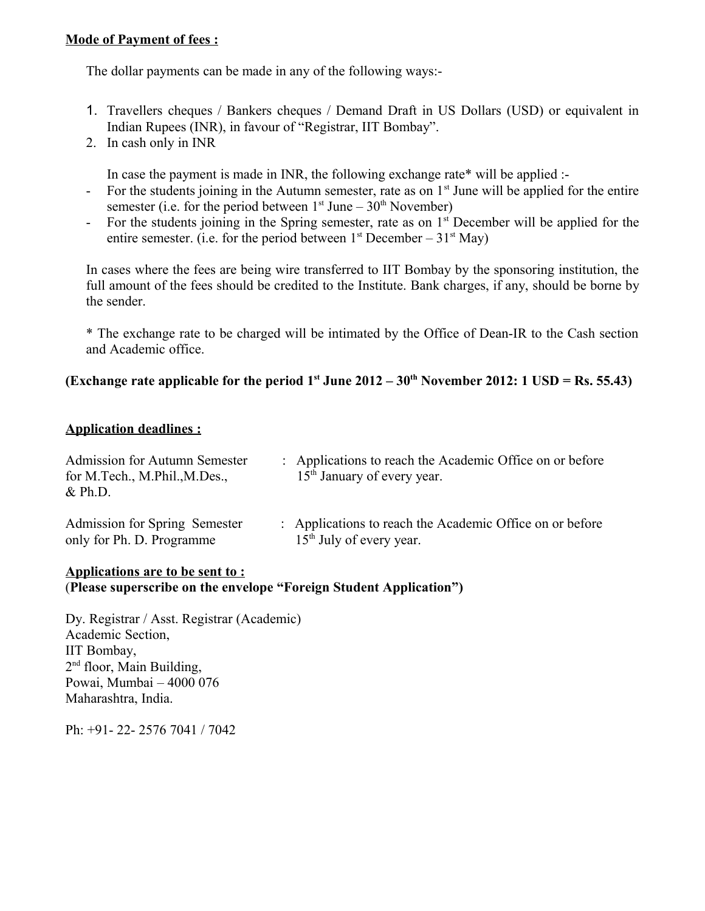**Mode of Payment of fees :**

The dollar payments can be made in any of the following ways:-

1. Travellers cheques / Bankers cheques / Demand Draft in US Dollars (USD) or equivalent in Indian Rupees (INR), in favour of "Registrar, IIT Bombay".
2. In cash only in INR

In case the payment is made in INR, the following exchange rate* will be applied :-

- For the students joining in the Autumn semester, rate as on 1st June will be applied for the entire semester (i.e. for the period between 1st June – 30th November)
- For the students joining in the Spring semester, rate as on 1st December will be applied for the entire semester. (i.e. for the period between 1st December – 31st May)

In cases where the fees are being wire transferred to IIT Bombay by the sponsoring institution, the full amount of the fees should be credited to the Institute. Bank charges, if any, should be borne by the sender.

* The exchange rate to be charged will be intimated by the Office of Dean-IR to the Cash section and Academic office.

**(Exchange rate applicable for the period 1st June 2012 – 30th November 2012: 1 USD = Rs. 55.43)**

**Application deadlines :**

| | |
|---|---|
| Admission for Autumn Semester for M.Tech., M.Phil.,M.Des., & Ph.D. | : Applications to reach the Academic Office on or before 15th January of every year. |
| Admission for Spring Semester only for Ph. D. Programme | : Applications to reach the Academic Office on or before 15th July of every year. |

**Applications are to be sent to :**
(**Please superscribe on the envelope "Foreign Student Application"**)

Dy. Registrar / Asst. Registrar (Academic)
Academic Section,
IIT Bombay,
2nd floor, Main Building,
Powai, Mumbai – 4000 076
Maharashtra, India.

Ph: +91- 22- 2576 7041 / 7042